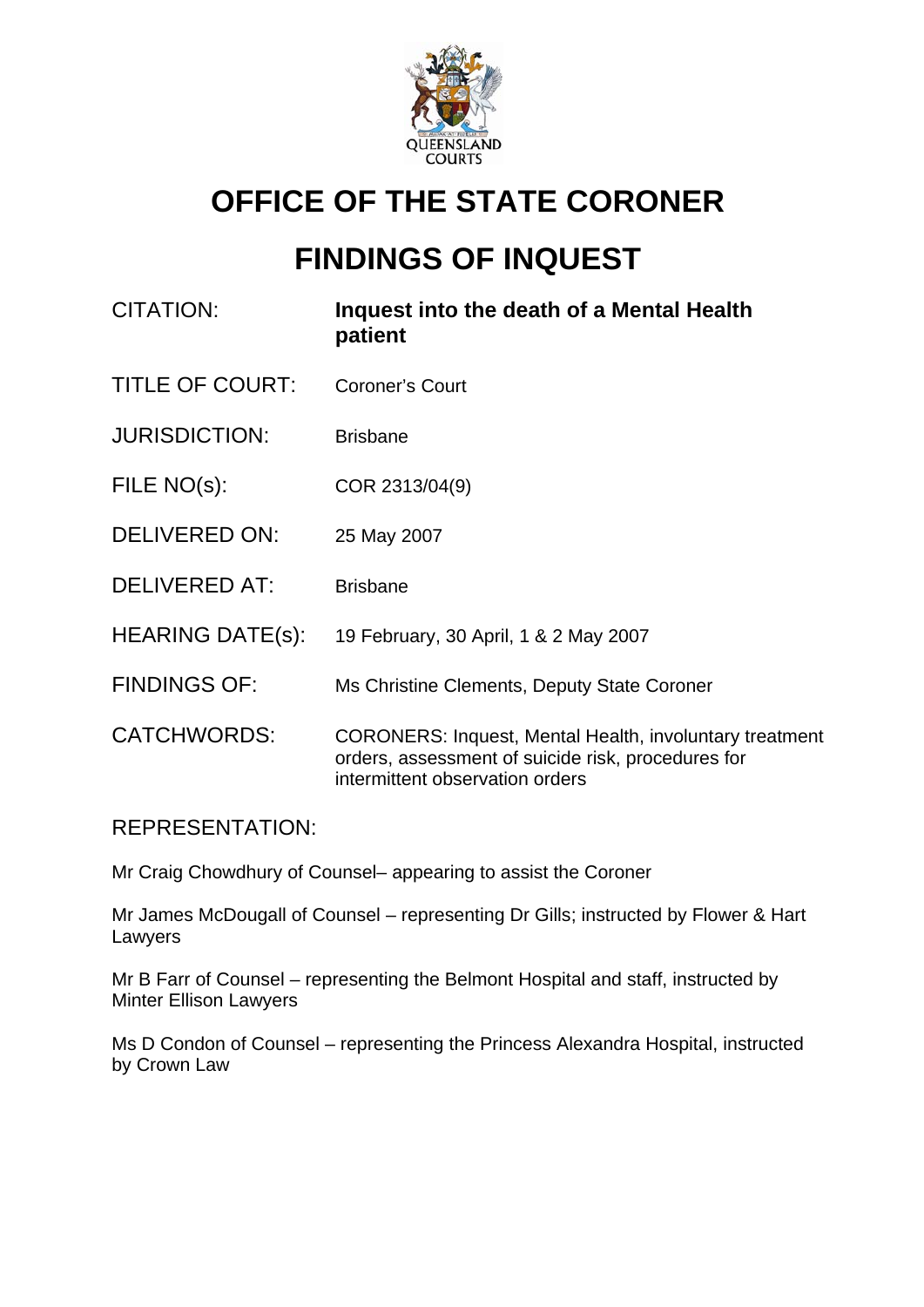# OFFICE OF THE STATE CORONER

# FINDINGS OF INQUEST

| | |
|---|---|
| CITATION: | **Inquest into the death of a Mental Health patient** |
| TITLE OF COURT: | Coroner's Court |
| JURISDICTION: | Brisbane |
| FILE NO(s): | COR 2313/04(9) |
| DELIVERED ON: | 25 May 2007 |
| DELIVERED AT: | Brisbane |
| HEARING DATE(s): | 19 February, 30 April, 1 & 2 May 2007 |
| FINDINGS OF: | Ms Christine Clements, Deputy State Coroner |
| CATCHWORDS: | CORONERS: Inquest, Mental Health, involuntary treatment orders, assessment of suicide risk, procedures for intermittent observation orders |

REPRESENTATION:

Mr Craig Chowdhury of Counsel– appearing to assist the Coroner

Mr James McDougall of Counsel – representing Dr Gills; instructed by Flower & Hart Lawyers

Mr B Farr of Counsel – representing the Belmont Hospital and staff, instructed by Minter Ellison Lawyers

Ms D Condon of Counsel – representing the Princess Alexandra Hospital, instructed by Crown Law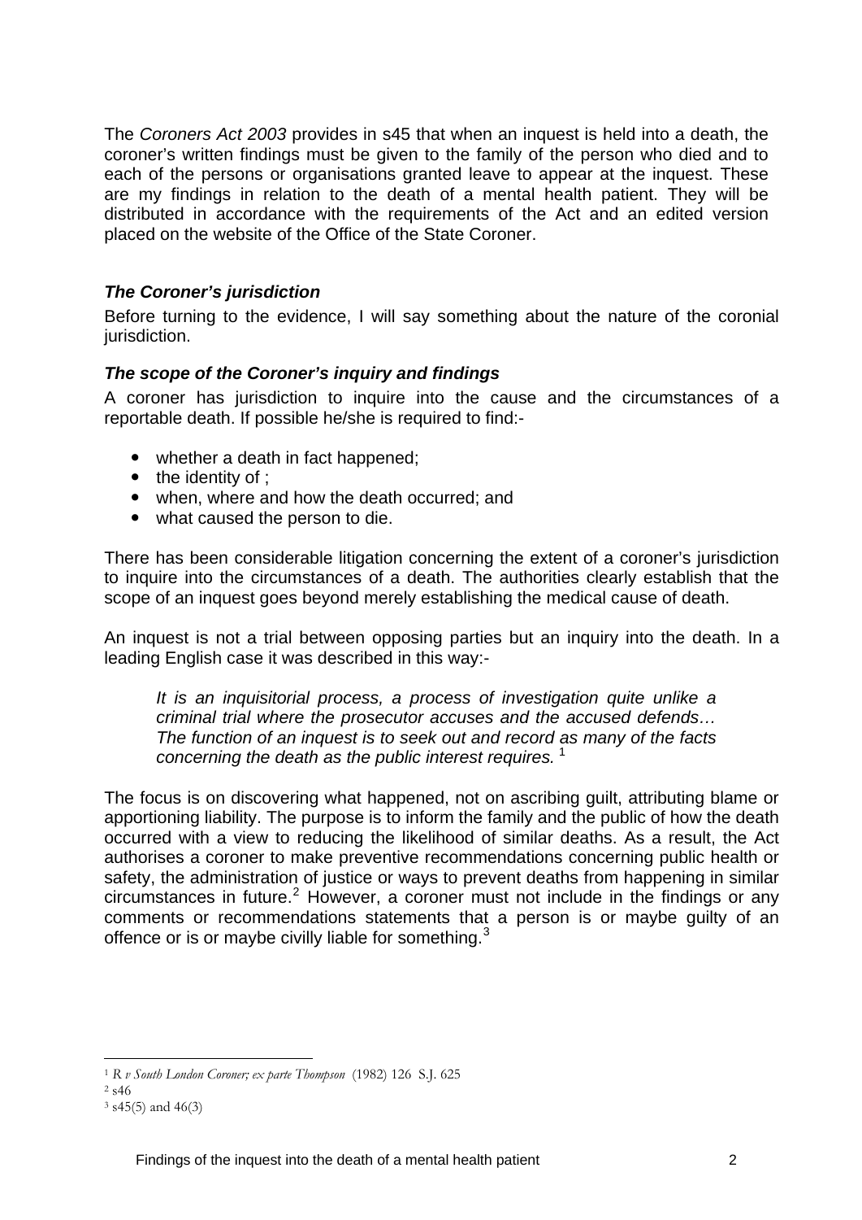The *Coroners Act 2003* provides in s45 that when an inquest is held into a death, the coroner's written findings must be given to the family of the person who died and to each of the persons or organisations granted leave to appear at the inquest. These are my findings in relation to the death of a mental health patient. They will be distributed in accordance with the requirements of the Act and an edited version placed on the website of the Office of the State Coroner.

### *The Coroner's jurisdiction*

Before turning to the evidence, I will say something about the nature of the coronial jurisdiction.

### *The scope of the Coroner's inquiry and findings*

A coroner has jurisdiction to inquire into the cause and the circumstances of a reportable death. If possible he/she is required to find:-

- whether a death in fact happened;
- the identity of ;
- when, where and how the death occurred; and
- what caused the person to die.

There has been considerable litigation concerning the extent of a coroner's jurisdiction to inquire into the circumstances of a death. The authorities clearly establish that the scope of an inquest goes beyond merely establishing the medical cause of death.

An inquest is not a trial between opposing parties but an inquiry into the death. In a leading English case it was described in this way:-

> *It is an inquisitorial process, a process of investigation quite unlike a criminal trial where the prosecutor accuses and the accused defends… The function of an inquest is to seek out and record as many of the facts concerning the death as the public interest requires.* [1]

The focus is on discovering what happened, not on ascribing guilt, attributing blame or apportioning liability. The purpose is to inform the family and the public of how the death occurred with a view to reducing the likelihood of similar deaths. As a result, the Act authorises a coroner to make preventive recommendations concerning public health or safety, the administration of justice or ways to prevent deaths from happening in similar circumstances in future.[2] However, a coroner must not include in the findings or any comments or recommendations statements that a person is or maybe guilty of an offence or is or maybe civilly liable for something.[3]

---

[1] R *v South London Coroner; ex parte Thompson* (1982) 126 S.J. 625

[2] s46

[3] s45(5) and 46(3)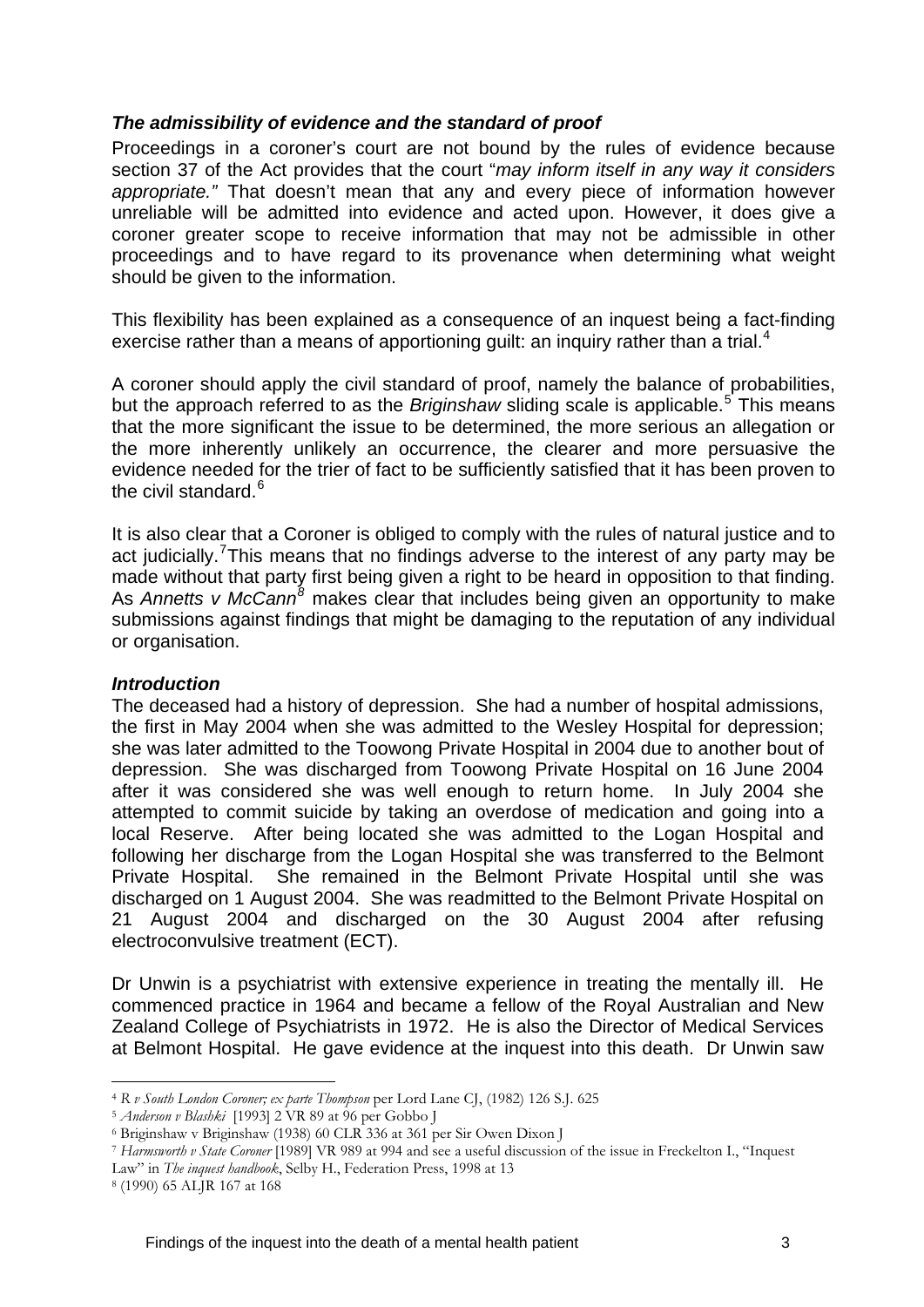### ***The admissibility of evidence and the standard of proof***

Proceedings in a coroner's court are not bound by the rules of evidence because section 37 of the Act provides that the court "*may inform itself in any way it considers appropriate."* That doesn't mean that any and every piece of information however unreliable will be admitted into evidence and acted upon. However, it does give a coroner greater scope to receive information that may not be admissible in other proceedings and to have regard to its provenance when determining what weight should be given to the information.

This flexibility has been explained as a consequence of an inquest being a fact-finding exercise rather than a means of apportioning guilt: an inquiry rather than a trial.[4]

A coroner should apply the civil standard of proof, namely the balance of probabilities, but the approach referred to as the *Briginshaw* sliding scale is applicable.[5] This means that the more significant the issue to be determined, the more serious an allegation or the more inherently unlikely an occurrence, the clearer and more persuasive the evidence needed for the trier of fact to be sufficiently satisfied that it has been proven to the civil standard.[6]

It is also clear that a Coroner is obliged to comply with the rules of natural justice and to act judicially.[7]This means that no findings adverse to the interest of any party may be made without that party first being given a right to be heard in opposition to that finding. As *Annetts v McCann*[8] makes clear that includes being given an opportunity to make submissions against findings that might be damaging to the reputation of any individual or organisation.

### ***Introduction***

The deceased had a history of depression. She had a number of hospital admissions, the first in May 2004 when she was admitted to the Wesley Hospital for depression; she was later admitted to the Toowong Private Hospital in 2004 due to another bout of depression. She was discharged from Toowong Private Hospital on 16 June 2004 after it was considered she was well enough to return home. In July 2004 she attempted to commit suicide by taking an overdose of medication and going into a local Reserve. After being located she was admitted to the Logan Hospital and following her discharge from the Logan Hospital she was transferred to the Belmont Private Hospital. She remained in the Belmont Private Hospital until she was discharged on 1 August 2004. She was readmitted to the Belmont Private Hospital on 21 August 2004 and discharged on the 30 August 2004 after refusing electroconvulsive treatment (ECT).

Dr Unwin is a psychiatrist with extensive experience in treating the mentally ill. He commenced practice in 1964 and became a fellow of the Royal Australian and New Zealand College of Psychiatrists in 1972. He is also the Director of Medical Services at Belmont Hospital. He gave evidence at the inquest into this death. Dr Unwin saw

---

[4] *R v South London Coroner; ex parte Thompson* per Lord Lane CJ, (1982) 126 S.J. 625

[5] *Anderson v Blashki* [1993] 2 VR 89 at 96 per Gobbo J

[6] Briginshaw v Briginshaw (1938) 60 CLR 336 at 361 per Sir Owen Dixon J

[7] *Harmsworth v State Coroner* [1989] VR 989 at 994 and see a useful discussion of the issue in Freckelton I., "Inquest Law" in *The inquest handbook*, Selby H., Federation Press, 1998 at 13

[8] (1990) 65 ALJR 167 at 168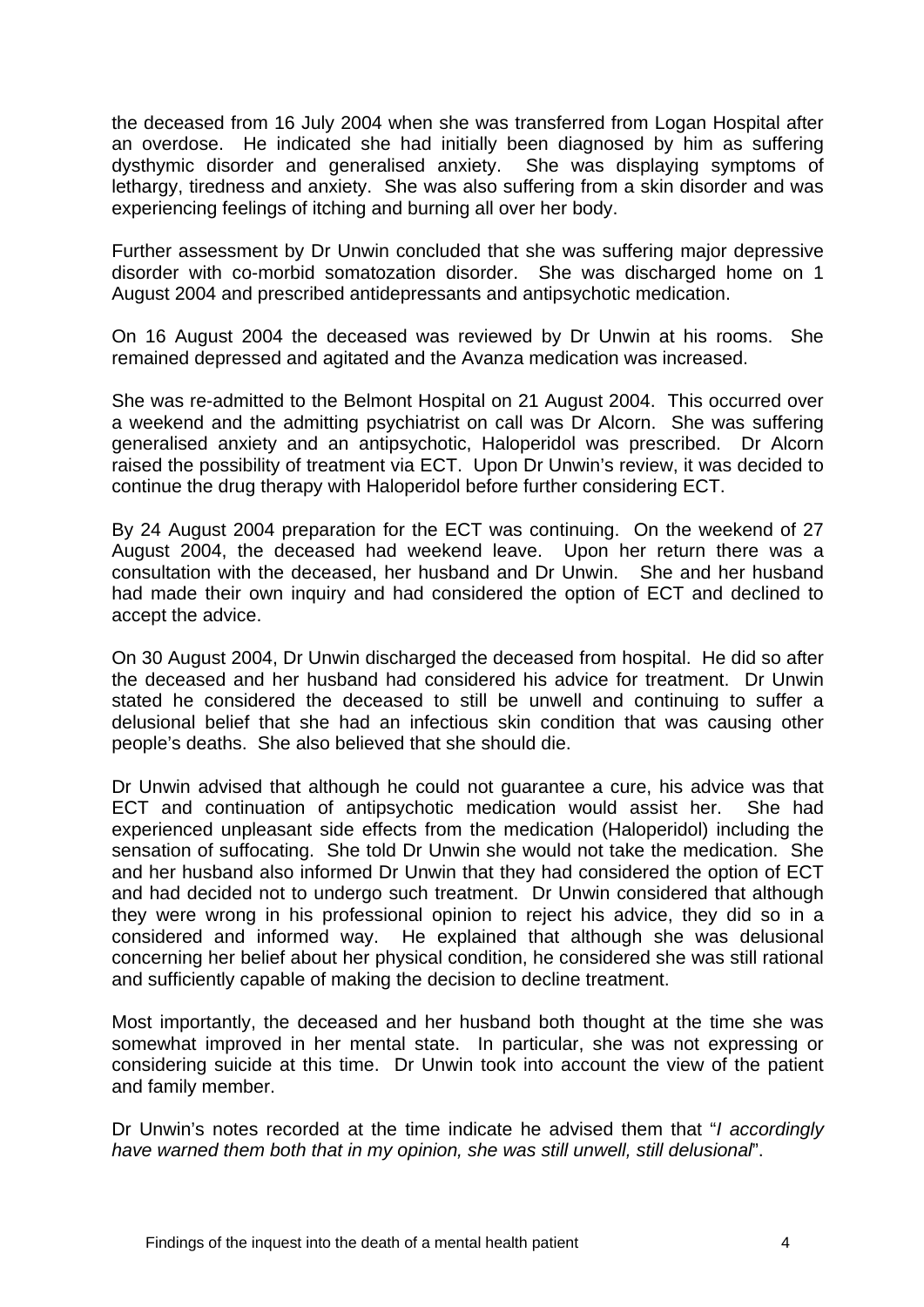the deceased from 16 July 2004 when she was transferred from Logan Hospital after an overdose. He indicated she had initially been diagnosed by him as suffering dysthymic disorder and generalised anxiety. She was displaying symptoms of lethargy, tiredness and anxiety. She was also suffering from a skin disorder and was experiencing feelings of itching and burning all over her body.

Further assessment by Dr Unwin concluded that she was suffering major depressive disorder with co-morbid somatozation disorder. She was discharged home on 1 August 2004 and prescribed antidepressants and antipsychotic medication.

On 16 August 2004 the deceased was reviewed by Dr Unwin at his rooms. She remained depressed and agitated and the Avanza medication was increased.

She was re-admitted to the Belmont Hospital on 21 August 2004. This occurred over a weekend and the admitting psychiatrist on call was Dr Alcorn. She was suffering generalised anxiety and an antipsychotic, Haloperidol was prescribed. Dr Alcorn raised the possibility of treatment via ECT. Upon Dr Unwin's review, it was decided to continue the drug therapy with Haloperidol before further considering ECT.

By 24 August 2004 preparation for the ECT was continuing. On the weekend of 27 August 2004, the deceased had weekend leave. Upon her return there was a consultation with the deceased, her husband and Dr Unwin. She and her husband had made their own inquiry and had considered the option of ECT and declined to accept the advice.

On 30 August 2004, Dr Unwin discharged the deceased from hospital. He did so after the deceased and her husband had considered his advice for treatment. Dr Unwin stated he considered the deceased to still be unwell and continuing to suffer a delusional belief that she had an infectious skin condition that was causing other people's deaths. She also believed that she should die.

Dr Unwin advised that although he could not guarantee a cure, his advice was that ECT and continuation of antipsychotic medication would assist her. She had experienced unpleasant side effects from the medication (Haloperidol) including the sensation of suffocating. She told Dr Unwin she would not take the medication. She and her husband also informed Dr Unwin that they had considered the option of ECT and had decided not to undergo such treatment. Dr Unwin considered that although they were wrong in his professional opinion to reject his advice, they did so in a considered and informed way. He explained that although she was delusional concerning her belief about her physical condition, he considered she was still rational and sufficiently capable of making the decision to decline treatment.

Most importantly, the deceased and her husband both thought at the time she was somewhat improved in her mental state. In particular, she was not expressing or considering suicide at this time. Dr Unwin took into account the view of the patient and family member.

Dr Unwin's notes recorded at the time indicate he advised them that "*I accordingly have warned them both that in my opinion, she was still unwell, still delusional*".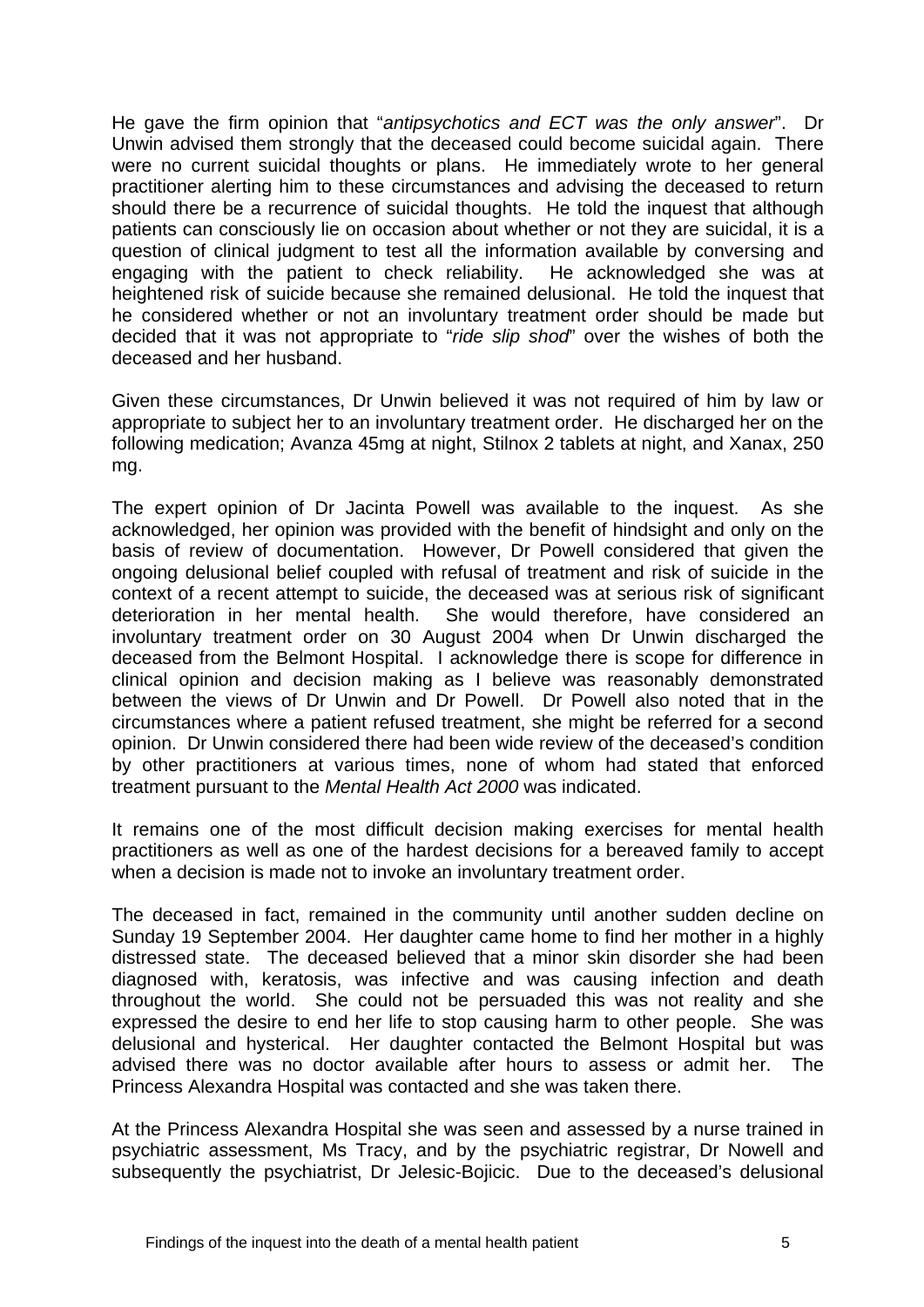He gave the firm opinion that "*antipsychotics and ECT was the only answer*". Dr Unwin advised them strongly that the deceased could become suicidal again. There were no current suicidal thoughts or plans. He immediately wrote to her general practitioner alerting him to these circumstances and advising the deceased to return should there be a recurrence of suicidal thoughts. He told the inquest that although patients can consciously lie on occasion about whether or not they are suicidal, it is a question of clinical judgment to test all the information available by conversing and engaging with the patient to check reliability. He acknowledged she was at heightened risk of suicide because she remained delusional. He told the inquest that he considered whether or not an involuntary treatment order should be made but decided that it was not appropriate to "*ride slip shod*" over the wishes of both the deceased and her husband.

Given these circumstances, Dr Unwin believed it was not required of him by law or appropriate to subject her to an involuntary treatment order. He discharged her on the following medication; Avanza 45mg at night, Stilnox 2 tablets at night, and Xanax, 250 mg.

The expert opinion of Dr Jacinta Powell was available to the inquest. As she acknowledged, her opinion was provided with the benefit of hindsight and only on the basis of review of documentation. However, Dr Powell considered that given the ongoing delusional belief coupled with refusal of treatment and risk of suicide in the context of a recent attempt to suicide, the deceased was at serious risk of significant deterioration in her mental health. She would therefore, have considered an involuntary treatment order on 30 August 2004 when Dr Unwin discharged the deceased from the Belmont Hospital. I acknowledge there is scope for difference in clinical opinion and decision making as I believe was reasonably demonstrated between the views of Dr Unwin and Dr Powell. Dr Powell also noted that in the circumstances where a patient refused treatment, she might be referred for a second opinion. Dr Unwin considered there had been wide review of the deceased's condition by other practitioners at various times, none of whom had stated that enforced treatment pursuant to the *Mental Health Act 2000* was indicated.

It remains one of the most difficult decision making exercises for mental health practitioners as well as one of the hardest decisions for a bereaved family to accept when a decision is made not to invoke an involuntary treatment order.

The deceased in fact, remained in the community until another sudden decline on Sunday 19 September 2004. Her daughter came home to find her mother in a highly distressed state. The deceased believed that a minor skin disorder she had been diagnosed with, keratosis, was infective and was causing infection and death throughout the world. She could not be persuaded this was not reality and she expressed the desire to end her life to stop causing harm to other people. She was delusional and hysterical. Her daughter contacted the Belmont Hospital but was advised there was no doctor available after hours to assess or admit her. The Princess Alexandra Hospital was contacted and she was taken there.

At the Princess Alexandra Hospital she was seen and assessed by a nurse trained in psychiatric assessment, Ms Tracy, and by the psychiatric registrar, Dr Nowell and subsequently the psychiatrist, Dr Jelesic-Bojicic. Due to the deceased's delusional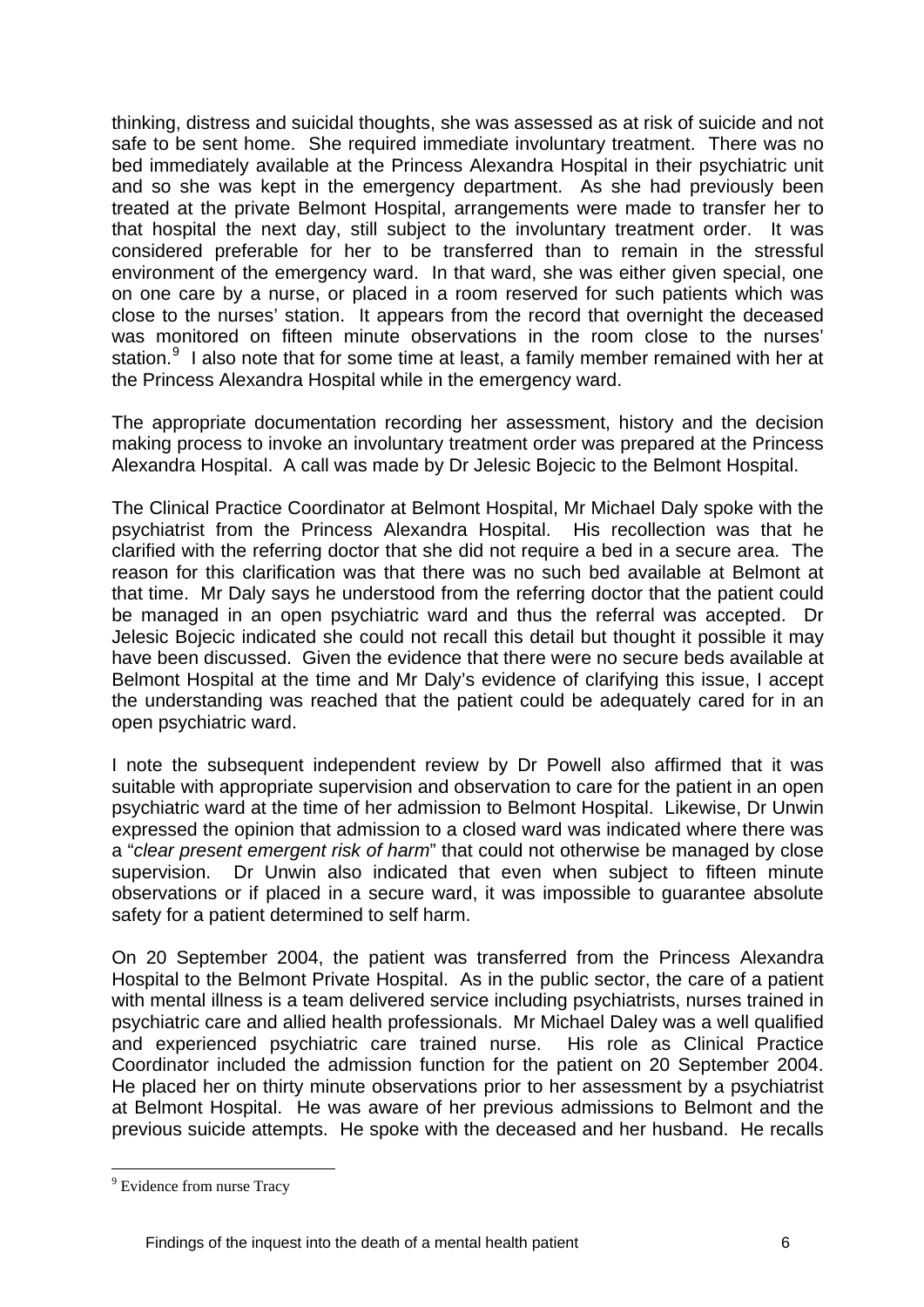thinking, distress and suicidal thoughts, she was assessed as at risk of suicide and not safe to be sent home. She required immediate involuntary treatment. There was no bed immediately available at the Princess Alexandra Hospital in their psychiatric unit and so she was kept in the emergency department. As she had previously been treated at the private Belmont Hospital, arrangements were made to transfer her to that hospital the next day, still subject to the involuntary treatment order. It was considered preferable for her to be transferred than to remain in the stressful environment of the emergency ward. In that ward, she was either given special, one on one care by a nurse, or placed in a room reserved for such patients which was close to the nurses' station. It appears from the record that overnight the deceased was monitored on fifteen minute observations in the room close to the nurses' station.[9] I also note that for some time at least, a family member remained with her at the Princess Alexandra Hospital while in the emergency ward.

The appropriate documentation recording her assessment, history and the decision making process to invoke an involuntary treatment order was prepared at the Princess Alexandra Hospital. A call was made by Dr Jelesic Bojecic to the Belmont Hospital.

The Clinical Practice Coordinator at Belmont Hospital, Mr Michael Daly spoke with the psychiatrist from the Princess Alexandra Hospital. His recollection was that he clarified with the referring doctor that she did not require a bed in a secure area. The reason for this clarification was that there was no such bed available at Belmont at that time. Mr Daly says he understood from the referring doctor that the patient could be managed in an open psychiatric ward and thus the referral was accepted. Dr Jelesic Bojecic indicated she could not recall this detail but thought it possible it may have been discussed. Given the evidence that there were no secure beds available at Belmont Hospital at the time and Mr Daly's evidence of clarifying this issue, I accept the understanding was reached that the patient could be adequately cared for in an open psychiatric ward.

I note the subsequent independent review by Dr Powell also affirmed that it was suitable with appropriate supervision and observation to care for the patient in an open psychiatric ward at the time of her admission to Belmont Hospital. Likewise, Dr Unwin expressed the opinion that admission to a closed ward was indicated where there was a "*clear present emergent risk of harm*" that could not otherwise be managed by close supervision. Dr Unwin also indicated that even when subject to fifteen minute observations or if placed in a secure ward, it was impossible to guarantee absolute safety for a patient determined to self harm.

On 20 September 2004, the patient was transferred from the Princess Alexandra Hospital to the Belmont Private Hospital. As in the public sector, the care of a patient with mental illness is a team delivered service including psychiatrists, nurses trained in psychiatric care and allied health professionals. Mr Michael Daley was a well qualified and experienced psychiatric care trained nurse. His role as Clinical Practice Coordinator included the admission function for the patient on 20 September 2004. He placed her on thirty minute observations prior to her assessment by a psychiatrist at Belmont Hospital. He was aware of her previous admissions to Belmont and the previous suicide attempts. He spoke with the deceased and her husband. He recalls

[9] Evidence from nurse Tracy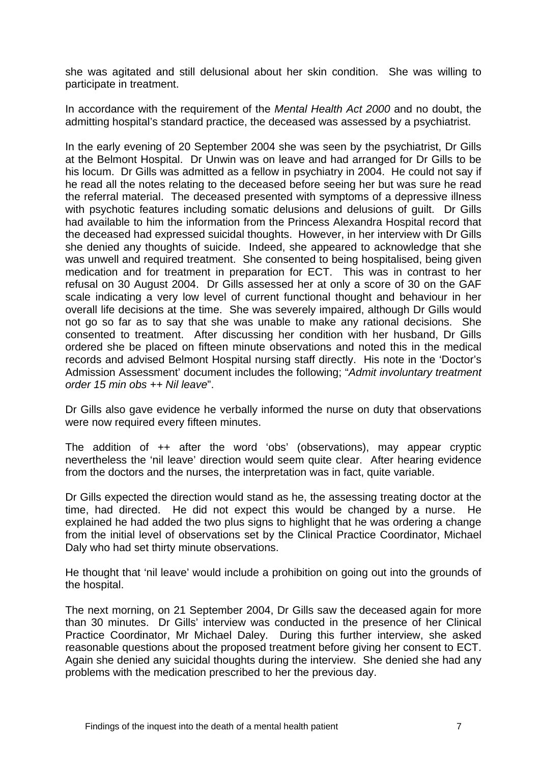she was agitated and still delusional about her skin condition. She was willing to participate in treatment.

In accordance with the requirement of the *Mental Health Act 2000* and no doubt, the admitting hospital's standard practice, the deceased was assessed by a psychiatrist.

In the early evening of 20 September 2004 she was seen by the psychiatrist, Dr Gills at the Belmont Hospital. Dr Unwin was on leave and had arranged for Dr Gills to be his locum. Dr Gills was admitted as a fellow in psychiatry in 2004. He could not say if he read all the notes relating to the deceased before seeing her but was sure he read the referral material. The deceased presented with symptoms of a depressive illness with psychotic features including somatic delusions and delusions of guilt. Dr Gills had available to him the information from the Princess Alexandra Hospital record that the deceased had expressed suicidal thoughts. However, in her interview with Dr Gills she denied any thoughts of suicide. Indeed, she appeared to acknowledge that she was unwell and required treatment. She consented to being hospitalised, being given medication and for treatment in preparation for ECT. This was in contrast to her refusal on 30 August 2004. Dr Gills assessed her at only a score of 30 on the GAF scale indicating a very low level of current functional thought and behaviour in her overall life decisions at the time. She was severely impaired, although Dr Gills would not go so far as to say that she was unable to make any rational decisions. She consented to treatment. After discussing her condition with her husband, Dr Gills ordered she be placed on fifteen minute observations and noted this in the medical records and advised Belmont Hospital nursing staff directly. His note in the 'Doctor's Admission Assessment' document includes the following; "*Admit involuntary treatment order 15 min obs ++ Nil leave*".

Dr Gills also gave evidence he verbally informed the nurse on duty that observations were now required every fifteen minutes.

The addition of ++ after the word 'obs' (observations), may appear cryptic nevertheless the 'nil leave' direction would seem quite clear. After hearing evidence from the doctors and the nurses, the interpretation was in fact, quite variable.

Dr Gills expected the direction would stand as he, the assessing treating doctor at the time, had directed. He did not expect this would be changed by a nurse. He explained he had added the two plus signs to highlight that he was ordering a change from the initial level of observations set by the Clinical Practice Coordinator, Michael Daly who had set thirty minute observations.

He thought that 'nil leave' would include a prohibition on going out into the grounds of the hospital.

The next morning, on 21 September 2004, Dr Gills saw the deceased again for more than 30 minutes. Dr Gills' interview was conducted in the presence of her Clinical Practice Coordinator, Mr Michael Daley. During this further interview, she asked reasonable questions about the proposed treatment before giving her consent to ECT. Again she denied any suicidal thoughts during the interview. She denied she had any problems with the medication prescribed to her the previous day.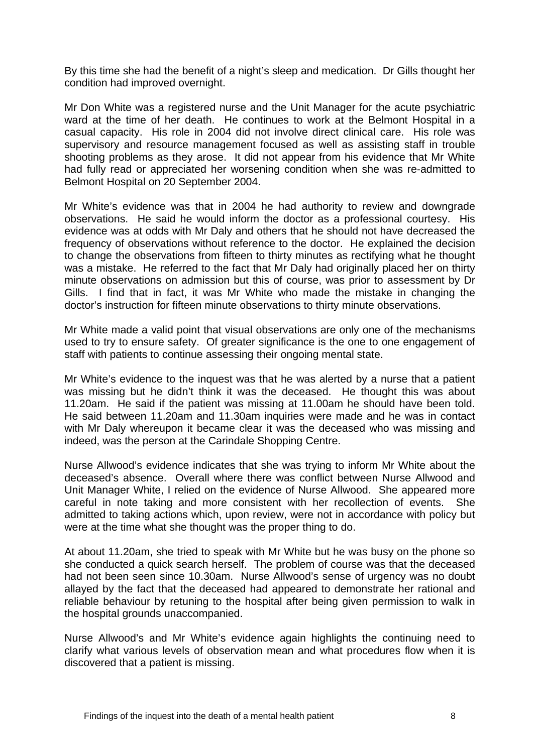By this time she had the benefit of a night's sleep and medication. Dr Gills thought her condition had improved overnight.

Mr Don White was a registered nurse and the Unit Manager for the acute psychiatric ward at the time of her death. He continues to work at the Belmont Hospital in a casual capacity. His role in 2004 did not involve direct clinical care. His role was supervisory and resource management focused as well as assisting staff in trouble shooting problems as they arose. It did not appear from his evidence that Mr White had fully read or appreciated her worsening condition when she was re-admitted to Belmont Hospital on 20 September 2004.

Mr White's evidence was that in 2004 he had authority to review and downgrade observations. He said he would inform the doctor as a professional courtesy. His evidence was at odds with Mr Daly and others that he should not have decreased the frequency of observations without reference to the doctor. He explained the decision to change the observations from fifteen to thirty minutes as rectifying what he thought was a mistake. He referred to the fact that Mr Daly had originally placed her on thirty minute observations on admission but this of course, was prior to assessment by Dr Gills. I find that in fact, it was Mr White who made the mistake in changing the doctor's instruction for fifteen minute observations to thirty minute observations.

Mr White made a valid point that visual observations are only one of the mechanisms used to try to ensure safety. Of greater significance is the one to one engagement of staff with patients to continue assessing their ongoing mental state.

Mr White's evidence to the inquest was that he was alerted by a nurse that a patient was missing but he didn't think it was the deceased. He thought this was about 11.20am. He said if the patient was missing at 11.00am he should have been told. He said between 11.20am and 11.30am inquiries were made and he was in contact with Mr Daly whereupon it became clear it was the deceased who was missing and indeed, was the person at the Carindale Shopping Centre.

Nurse Allwood's evidence indicates that she was trying to inform Mr White about the deceased's absence. Overall where there was conflict between Nurse Allwood and Unit Manager White, I relied on the evidence of Nurse Allwood. She appeared more careful in note taking and more consistent with her recollection of events. She admitted to taking actions which, upon review, were not in accordance with policy but were at the time what she thought was the proper thing to do.

At about 11.20am, she tried to speak with Mr White but he was busy on the phone so she conducted a quick search herself. The problem of course was that the deceased had not been seen since 10.30am. Nurse Allwood's sense of urgency was no doubt allayed by the fact that the deceased had appeared to demonstrate her rational and reliable behaviour by retuning to the hospital after being given permission to walk in the hospital grounds unaccompanied.

Nurse Allwood's and Mr White's evidence again highlights the continuing need to clarify what various levels of observation mean and what procedures flow when it is discovered that a patient is missing.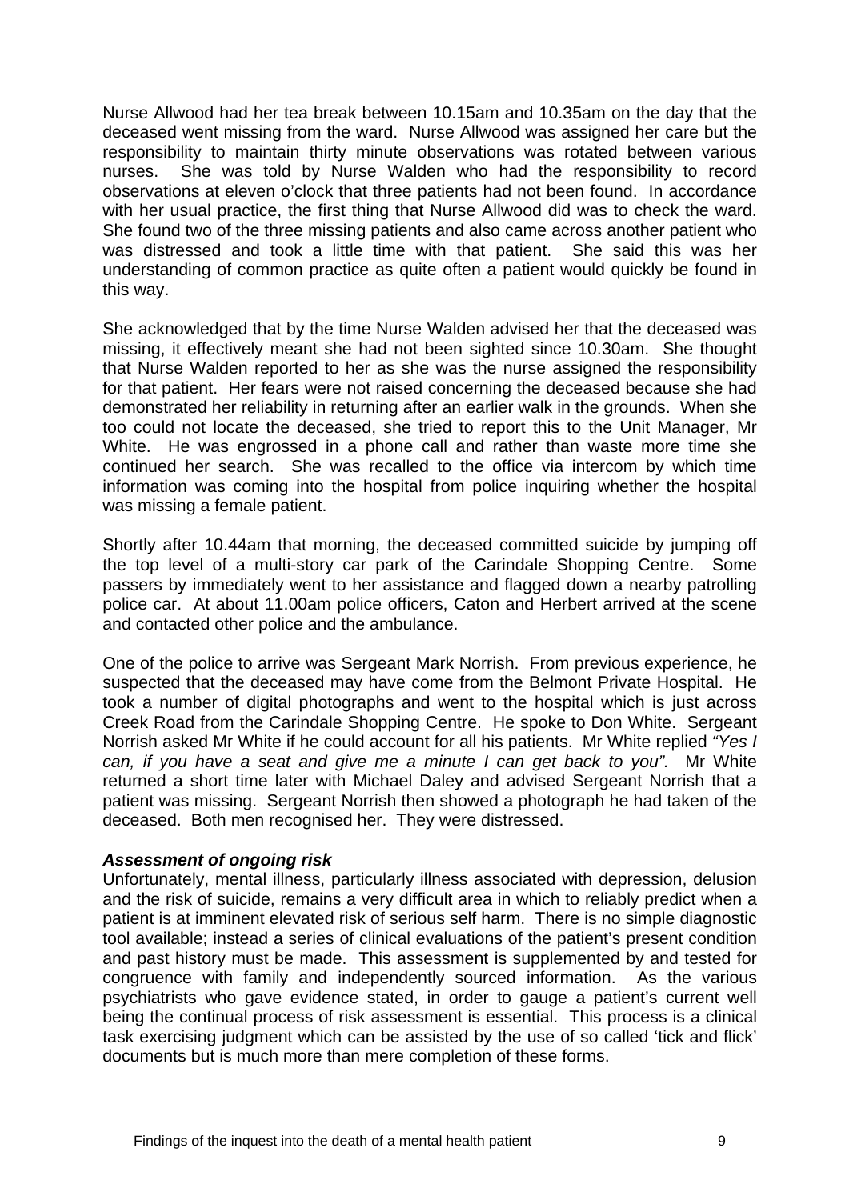Nurse Allwood had her tea break between 10.15am and 10.35am on the day that the deceased went missing from the ward. Nurse Allwood was assigned her care but the responsibility to maintain thirty minute observations was rotated between various nurses. She was told by Nurse Walden who had the responsibility to record observations at eleven o'clock that three patients had not been found. In accordance with her usual practice, the first thing that Nurse Allwood did was to check the ward. She found two of the three missing patients and also came across another patient who was distressed and took a little time with that patient. She said this was her understanding of common practice as quite often a patient would quickly be found in this way.

She acknowledged that by the time Nurse Walden advised her that the deceased was missing, it effectively meant she had not been sighted since 10.30am. She thought that Nurse Walden reported to her as she was the nurse assigned the responsibility for that patient. Her fears were not raised concerning the deceased because she had demonstrated her reliability in returning after an earlier walk in the grounds. When she too could not locate the deceased, she tried to report this to the Unit Manager, Mr White. He was engrossed in a phone call and rather than waste more time she continued her search. She was recalled to the office via intercom by which time information was coming into the hospital from police inquiring whether the hospital was missing a female patient.

Shortly after 10.44am that morning, the deceased committed suicide by jumping off the top level of a multi-story car park of the Carindale Shopping Centre. Some passers by immediately went to her assistance and flagged down a nearby patrolling police car. At about 11.00am police officers, Caton and Herbert arrived at the scene and contacted other police and the ambulance.

One of the police to arrive was Sergeant Mark Norrish. From previous experience, he suspected that the deceased may have come from the Belmont Private Hospital. He took a number of digital photographs and went to the hospital which is just across Creek Road from the Carindale Shopping Centre. He spoke to Don White. Sergeant Norrish asked Mr White if he could account for all his patients. Mr White replied *"Yes I can, if you have a seat and give me a minute I can get back to you".* Mr White returned a short time later with Michael Daley and advised Sergeant Norrish that a patient was missing. Sergeant Norrish then showed a photograph he had taken of the deceased. Both men recognised her. They were distressed.

***Assessment of ongoing risk***

Unfortunately, mental illness, particularly illness associated with depression, delusion and the risk of suicide, remains a very difficult area in which to reliably predict when a patient is at imminent elevated risk of serious self harm. There is no simple diagnostic tool available; instead a series of clinical evaluations of the patient's present condition and past history must be made. This assessment is supplemented by and tested for congruence with family and independently sourced information. As the various psychiatrists who gave evidence stated, in order to gauge a patient's current well being the continual process of risk assessment is essential. This process is a clinical task exercising judgment which can be assisted by the use of so called 'tick and flick' documents but is much more than mere completion of these forms.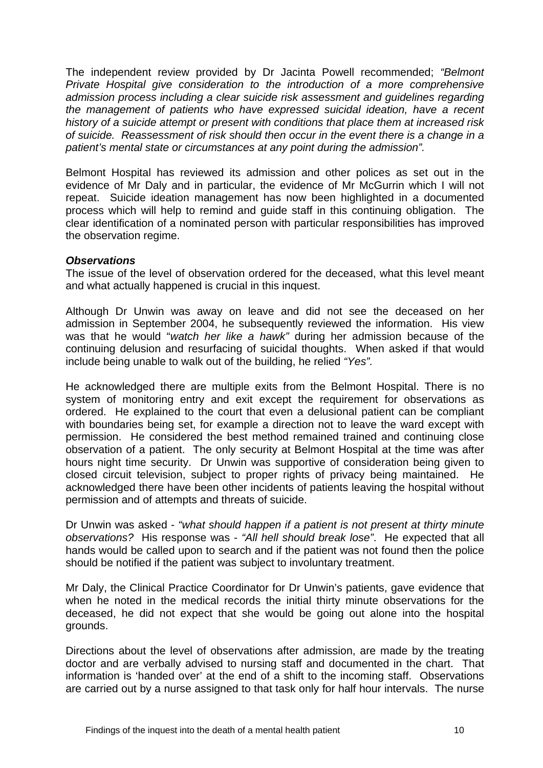The independent review provided by Dr Jacinta Powell recommended; *"Belmont Private Hospital give consideration to the introduction of a more comprehensive admission process including a clear suicide risk assessment and guidelines regarding the management of patients who have expressed suicidal ideation, have a recent history of a suicide attempt or present with conditions that place them at increased risk of suicide. Reassessment of risk should then occur in the event there is a change in a patient's mental state or circumstances at any point during the admission".*

Belmont Hospital has reviewed its admission and other polices as set out in the evidence of Mr Daly and in particular, the evidence of Mr McGurrin which I will not repeat. Suicide ideation management has now been highlighted in a documented process which will help to remind and guide staff in this continuing obligation. The clear identification of a nominated person with particular responsibilities has improved the observation regime.

***Observations***

The issue of the level of observation ordered for the deceased, what this level meant and what actually happened is crucial in this inquest.

Although Dr Unwin was away on leave and did not see the deceased on her admission in September 2004, he subsequently reviewed the information. His view was that he would "*watch her like a hawk"* during her admission because of the continuing delusion and resurfacing of suicidal thoughts. When asked if that would include being unable to walk out of the building, he relied *"Yes".*

He acknowledged there are multiple exits from the Belmont Hospital. There is no system of monitoring entry and exit except the requirement for observations as ordered. He explained to the court that even a delusional patient can be compliant with boundaries being set, for example a direction not to leave the ward except with permission. He considered the best method remained trained and continuing close observation of a patient. The only security at Belmont Hospital at the time was after hours night time security. Dr Unwin was supportive of consideration being given to closed circuit television, subject to proper rights of privacy being maintained. He acknowledged there have been other incidents of patients leaving the hospital without permission and of attempts and threats of suicide.

Dr Unwin was asked - *"what should happen if a patient is not present at thirty minute observations?* His response was - *"All hell should break lose"*. He expected that all hands would be called upon to search and if the patient was not found then the police should be notified if the patient was subject to involuntary treatment.

Mr Daly, the Clinical Practice Coordinator for Dr Unwin's patients, gave evidence that when he noted in the medical records the initial thirty minute observations for the deceased, he did not expect that she would be going out alone into the hospital grounds.

Directions about the level of observations after admission, are made by the treating doctor and are verbally advised to nursing staff and documented in the chart. That information is 'handed over' at the end of a shift to the incoming staff. Observations are carried out by a nurse assigned to that task only for half hour intervals. The nurse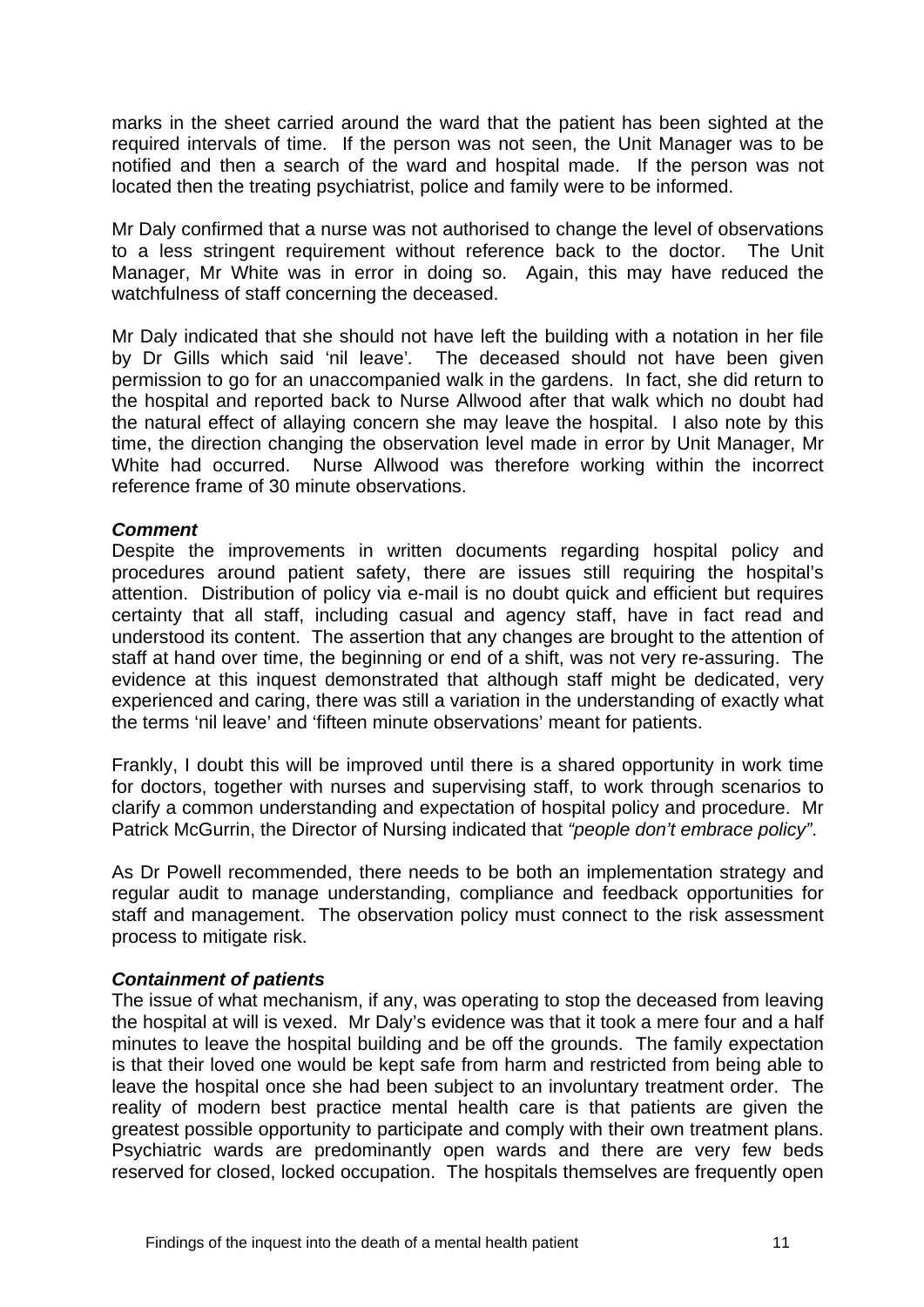marks in the sheet carried around the ward that the patient has been sighted at the required intervals of time. If the person was not seen, the Unit Manager was to be notified and then a search of the ward and hospital made. If the person was not located then the treating psychiatrist, police and family were to be informed.

Mr Daly confirmed that a nurse was not authorised to change the level of observations to a less stringent requirement without reference back to the doctor. The Unit Manager, Mr White was in error in doing so. Again, this may have reduced the watchfulness of staff concerning the deceased.

Mr Daly indicated that she should not have left the building with a notation in her file by Dr Gills which said 'nil leave'. The deceased should not have been given permission to go for an unaccompanied walk in the gardens. In fact, she did return to the hospital and reported back to Nurse Allwood after that walk which no doubt had the natural effect of allaying concern she may leave the hospital. I also note by this time, the direction changing the observation level made in error by Unit Manager, Mr White had occurred. Nurse Allwood was therefore working within the incorrect reference frame of 30 minute observations.

***Comment***

Despite the improvements in written documents regarding hospital policy and procedures around patient safety, there are issues still requiring the hospital's attention. Distribution of policy via e-mail is no doubt quick and efficient but requires certainty that all staff, including casual and agency staff, have in fact read and understood its content. The assertion that any changes are brought to the attention of staff at hand over time, the beginning or end of a shift, was not very re-assuring. The evidence at this inquest demonstrated that although staff might be dedicated, very experienced and caring, there was still a variation in the understanding of exactly what the terms 'nil leave' and 'fifteen minute observations' meant for patients.

Frankly, I doubt this will be improved until there is a shared opportunity in work time for doctors, together with nurses and supervising staff, to work through scenarios to clarify a common understanding and expectation of hospital policy and procedure. Mr Patrick McGurrin, the Director of Nursing indicated that *"people don't embrace policy"*.

As Dr Powell recommended, there needs to be both an implementation strategy and regular audit to manage understanding, compliance and feedback opportunities for staff and management. The observation policy must connect to the risk assessment process to mitigate risk.

***Containment of patients***

The issue of what mechanism, if any, was operating to stop the deceased from leaving the hospital at will is vexed. Mr Daly's evidence was that it took a mere four and a half minutes to leave the hospital building and be off the grounds. The family expectation is that their loved one would be kept safe from harm and restricted from being able to leave the hospital once she had been subject to an involuntary treatment order. The reality of modern best practice mental health care is that patients are given the greatest possible opportunity to participate and comply with their own treatment plans. Psychiatric wards are predominantly open wards and there are very few beds reserved for closed, locked occupation. The hospitals themselves are frequently open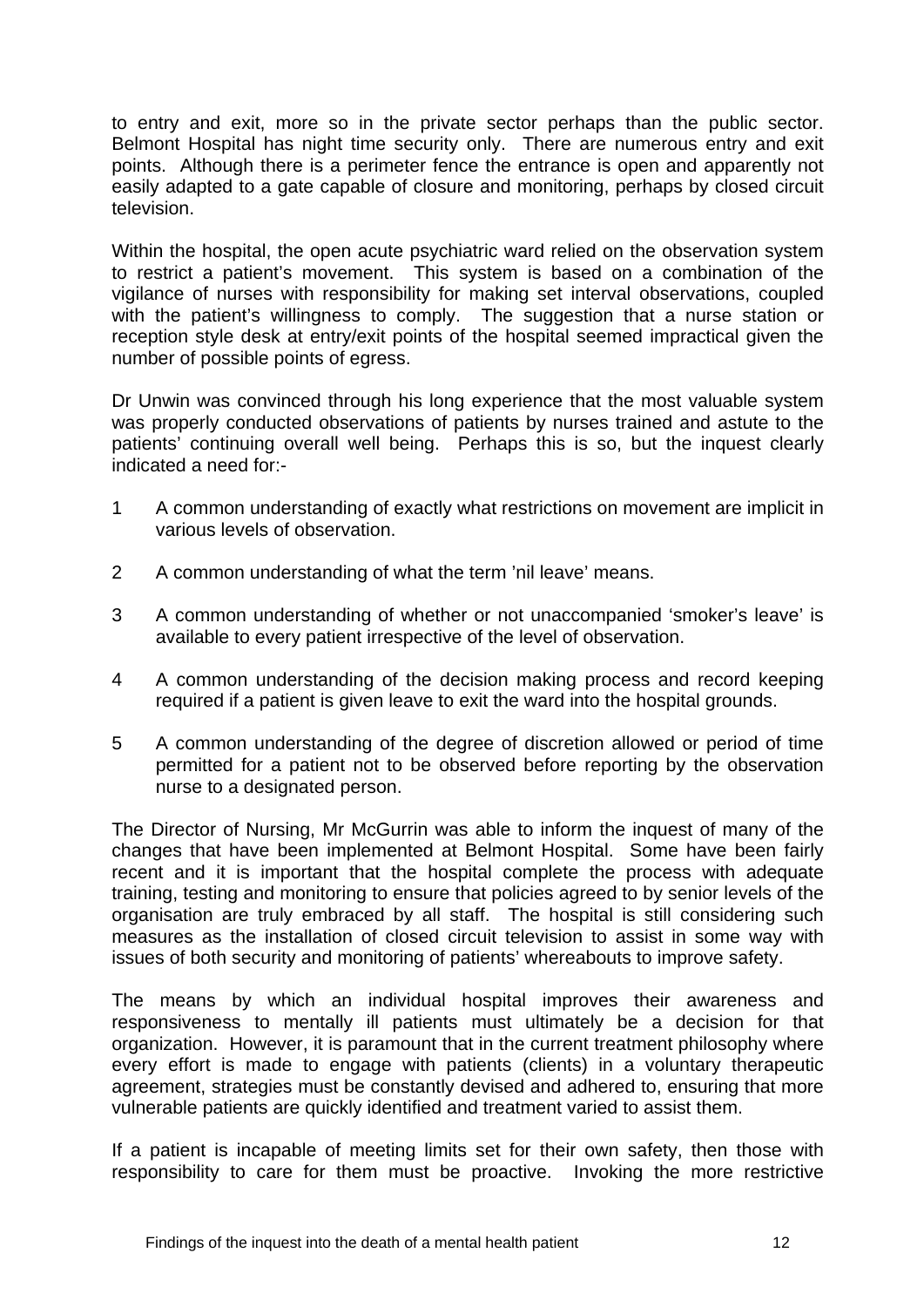to entry and exit, more so in the private sector perhaps than the public sector. Belmont Hospital has night time security only. There are numerous entry and exit points. Although there is a perimeter fence the entrance is open and apparently not easily adapted to a gate capable of closure and monitoring, perhaps by closed circuit television.

Within the hospital, the open acute psychiatric ward relied on the observation system to restrict a patient's movement. This system is based on a combination of the vigilance of nurses with responsibility for making set interval observations, coupled with the patient's willingness to comply. The suggestion that a nurse station or reception style desk at entry/exit points of the hospital seemed impractical given the number of possible points of egress.

Dr Unwin was convinced through his long experience that the most valuable system was properly conducted observations of patients by nurses trained and astute to the patients' continuing overall well being. Perhaps this is so, but the inquest clearly indicated a need for:-

1. A common understanding of exactly what restrictions on movement are implicit in various levels of observation.
2. A common understanding of what the term 'nil leave' means.
3. A common understanding of whether or not unaccompanied 'smoker's leave' is available to every patient irrespective of the level of observation.
4. A common understanding of the decision making process and record keeping required if a patient is given leave to exit the ward into the hospital grounds.
5. A common understanding of the degree of discretion allowed or period of time permitted for a patient not to be observed before reporting by the observation nurse to a designated person.

The Director of Nursing, Mr McGurrin was able to inform the inquest of many of the changes that have been implemented at Belmont Hospital. Some have been fairly recent and it is important that the hospital complete the process with adequate training, testing and monitoring to ensure that policies agreed to by senior levels of the organisation are truly embraced by all staff. The hospital is still considering such measures as the installation of closed circuit television to assist in some way with issues of both security and monitoring of patients' whereabouts to improve safety.

The means by which an individual hospital improves their awareness and responsiveness to mentally ill patients must ultimately be a decision for that organization. However, it is paramount that in the current treatment philosophy where every effort is made to engage with patients (clients) in a voluntary therapeutic agreement, strategies must be constantly devised and adhered to, ensuring that more vulnerable patients are quickly identified and treatment varied to assist them.

If a patient is incapable of meeting limits set for their own safety, then those with responsibility to care for them must be proactive. Invoking the more restrictive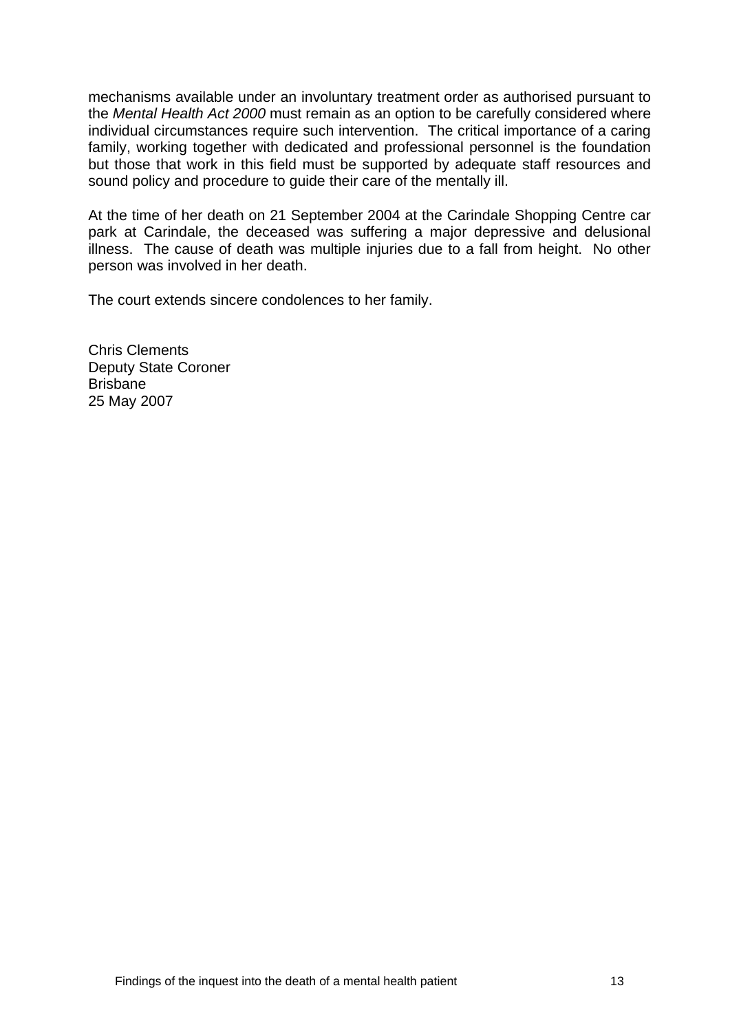mechanisms available under an involuntary treatment order as authorised pursuant to the *Mental Health Act 2000* must remain as an option to be carefully considered where individual circumstances require such intervention. The critical importance of a caring family, working together with dedicated and professional personnel is the foundation but those that work in this field must be supported by adequate staff resources and sound policy and procedure to guide their care of the mentally ill.

At the time of her death on 21 September 2004 at the Carindale Shopping Centre car park at Carindale, the deceased was suffering a major depressive and delusional illness. The cause of death was multiple injuries due to a fall from height. No other person was involved in her death.

The court extends sincere condolences to her family.

Chris Clements
Deputy State Coroner
Brisbane
25 May 2007